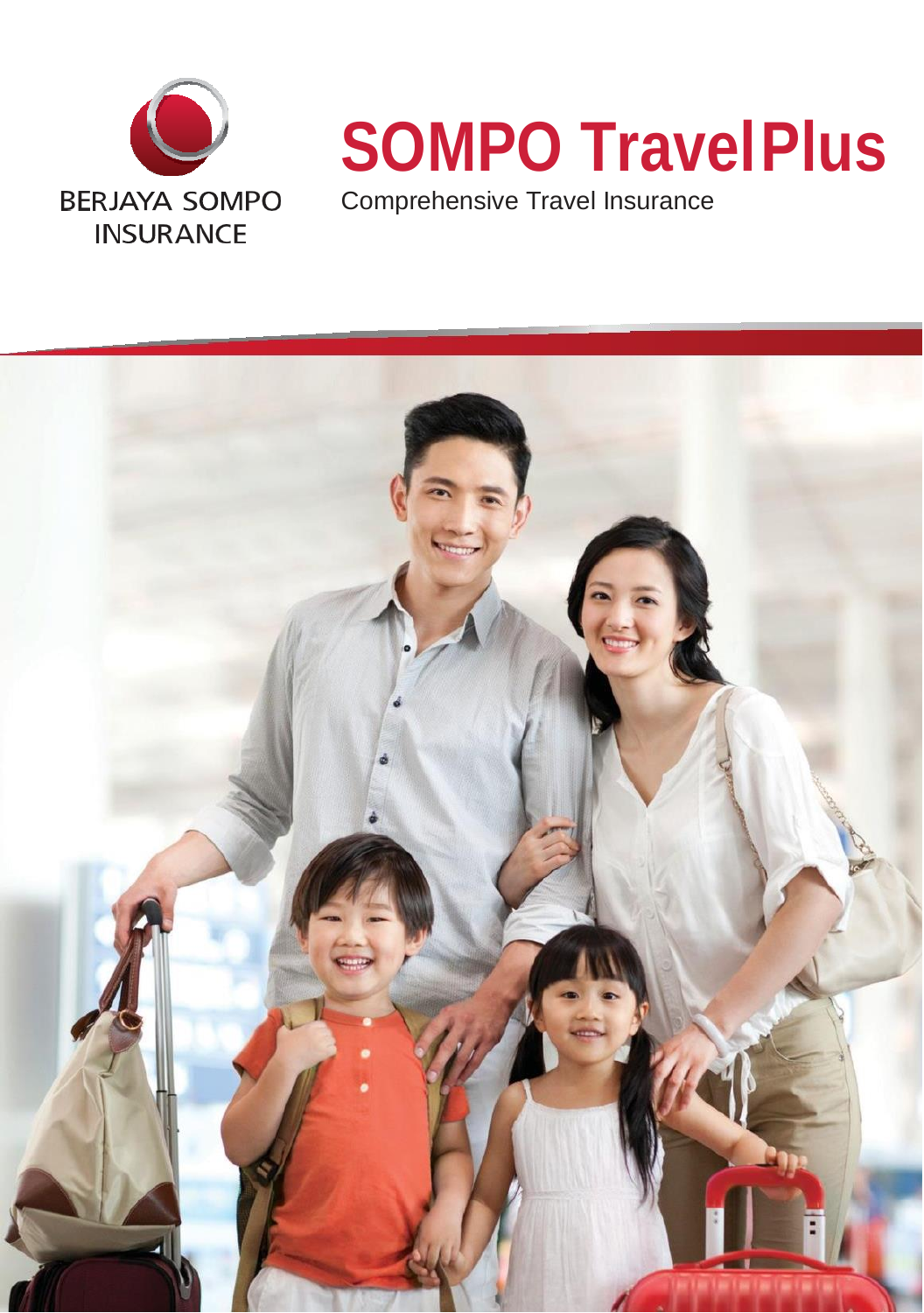BERJAYA SOMPO INSURANCE

# SOMPO TravelPlus

Comprehensive Travel Insurance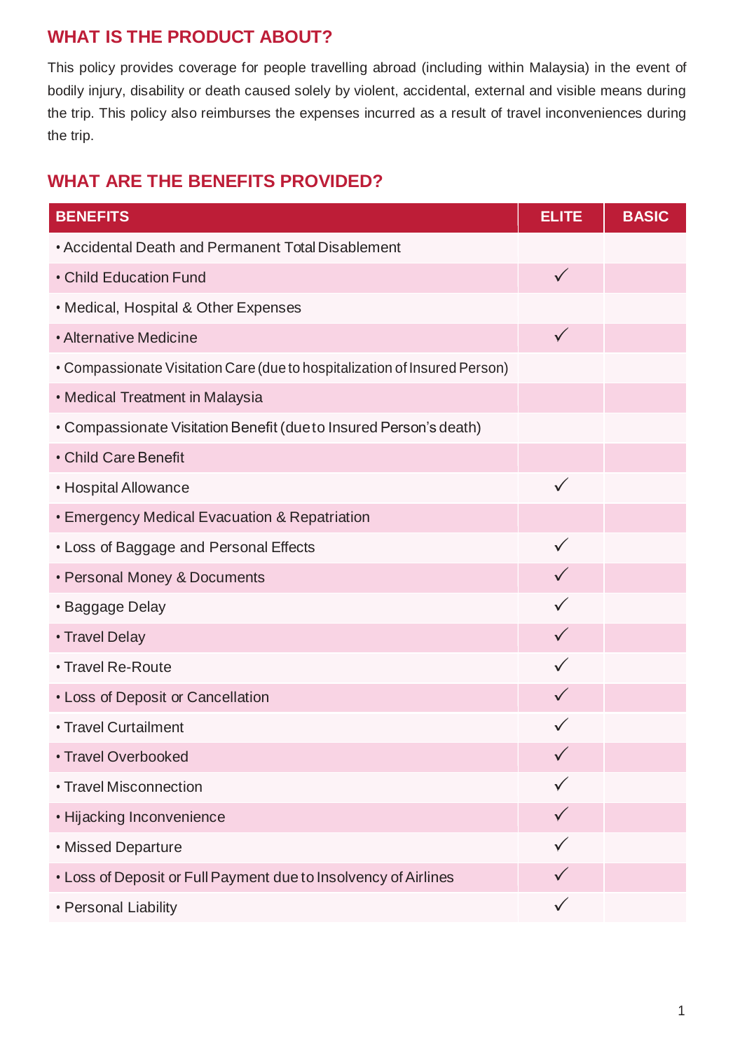## WHAT IS THE PRODUCT ABOUT?

This policy provides coverage for people travelling abroad (including within Malaysia) in the event of bodily injury, disability or death caused solely by violent, accidental, external and visible means during the trip. This policy also reimburses the expenses incurred as a result of travel inconveniences during the trip.

## WHAT ARE THE BENEFITS PROVIDED?

| BENEFITS | ELITE | BASIC |
|---|---|---|
| • Accidental Death and Permanent Total Disablement | | |
| • Child Education Fund | ✓ | |
| • Medical, Hospital & Other Expenses | | |
| • Alternative Medicine | ✓ | |
| • Compassionate Visitation Care (due to hospitalization of Insured Person) | | |
| • Medical Treatment in Malaysia | | |
| • Compassionate Visitation Benefit (due to Insured Person's death) | | |
| • Child Care Benefit | | |
| • Hospital Allowance | ✓ | |
| • Emergency Medical Evacuation & Repatriation | | |
| • Loss of Baggage and Personal Effects | ✓ | |
| • Personal Money & Documents | ✓ | |
| • Baggage Delay | ✓ | |
| • Travel Delay | ✓ | |
| • Travel Re-Route | ✓ | |
| • Loss of Deposit or Cancellation | ✓ | |
| • Travel Curtailment | ✓ | |
| • Travel Overbooked | ✓ | |
| • Travel Misconnection | ✓ | |
| • Hijacking Inconvenience | ✓ | |
| • Missed Departure | ✓ | |
| • Loss of Deposit or Full Payment due to Insolvency of Airlines | ✓ | |
| • Personal Liability | ✓ | |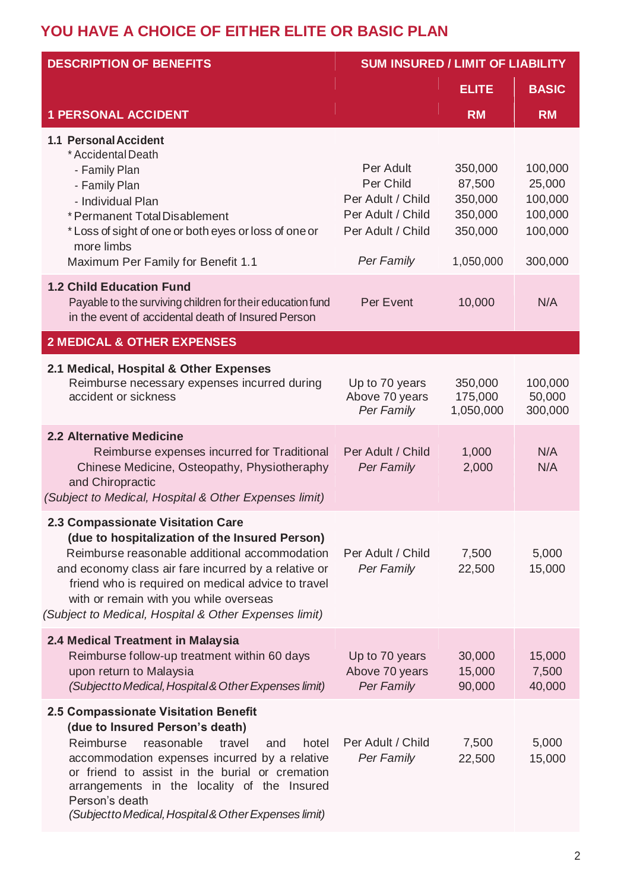## YOU HAVE A CHOICE OF EITHER ELITE OR BASIC PLAN

| DESCRIPTION OF BENEFITS | SUM INSURED / LIMIT OF LIABILITY | | |
|---|---|---|---|
| | | ELITE | BASIC |
| **1 PERSONAL ACCIDENT** | | RM | RM |
| **1.1 Personal Accident** | | | |
| * Accidental Death | | | |
| - Family Plan | Per Adult | 350,000 | 100,000 |
| - Family Plan | Per Child | 87,500 | 25,000 |
| - Individual Plan | Per Adult / Child | 350,000 | 100,000 |
| * Permanent Total Disablement | Per Adult / Child | 350,000 | 100,000 |
| * Loss of sight of one or both eyes or loss of one or more limbs | Per Adult / Child | 350,000 | 100,000 |
| Maximum Per Family for Benefit 1.1 | *Per Family* | 1,050,000 | 300,000 |
| **1.2 Child Education Fund**<br>Payable to the surviving children for their education fund in the event of accidental death of Insured Person | Per Event | 10,000 | N/A |
| **2 MEDICAL & OTHER EXPENSES** | | | |
| **2.1 Medical, Hospital & Other Expenses**<br>Reimburse necessary expenses incurred during accident or sickness | Up to 70 years<br>Above 70 years<br>*Per Family* | 350,000<br>175,000<br>1,050,000 | 100,000<br>50,000<br>300,000 |
| **2.2 Alternative Medicine**<br>Reimburse expenses incurred for Traditional Chinese Medicine, Osteopathy, Physiotheraphy and Chiropractic<br>*(Subject to Medical, Hospital & Other Expenses limit)* | Per Adult / Child<br>*Per Family* | 1,000<br>2,000 | N/A<br>N/A |
| **2.3 Compassionate Visitation Care (due to hospitalization of the Insured Person)**<br>Reimburse reasonable additional accommodation and economy class air fare incurred by a relative or friend who is required on medical advice to travel with or remain with you while overseas<br>*(Subject to Medical, Hospital & Other Expenses limit)* | Per Adult / Child<br>*Per Family* | 7,500<br>22,500 | 5,000<br>15,000 |
| **2.4 Medical Treatment in Malaysia**<br>Reimburse follow-up treatment within 60 days upon return to Malaysia<br>*(Subject to Medical, Hospital & Other Expenses limit)* | Up to 70 years<br>Above 70 years<br>*Per Family* | 30,000<br>15,000<br>90,000 | 15,000<br>7,500<br>40,000 |
| **2.5 Compassionate Visitation Benefit (due to Insured Person's death)**<br>Reimburse reasonable travel and hotel accommodation expenses incurred by a relative or friend to assist in the burial or cremation arrangements in the locality of the Insured Person's death<br>*(Subject to Medical, Hospital & Other Expenses limit)* | Per Adult / Child<br>*Per Family* | 7,500<br>22,500 | 5,000<br>15,000 |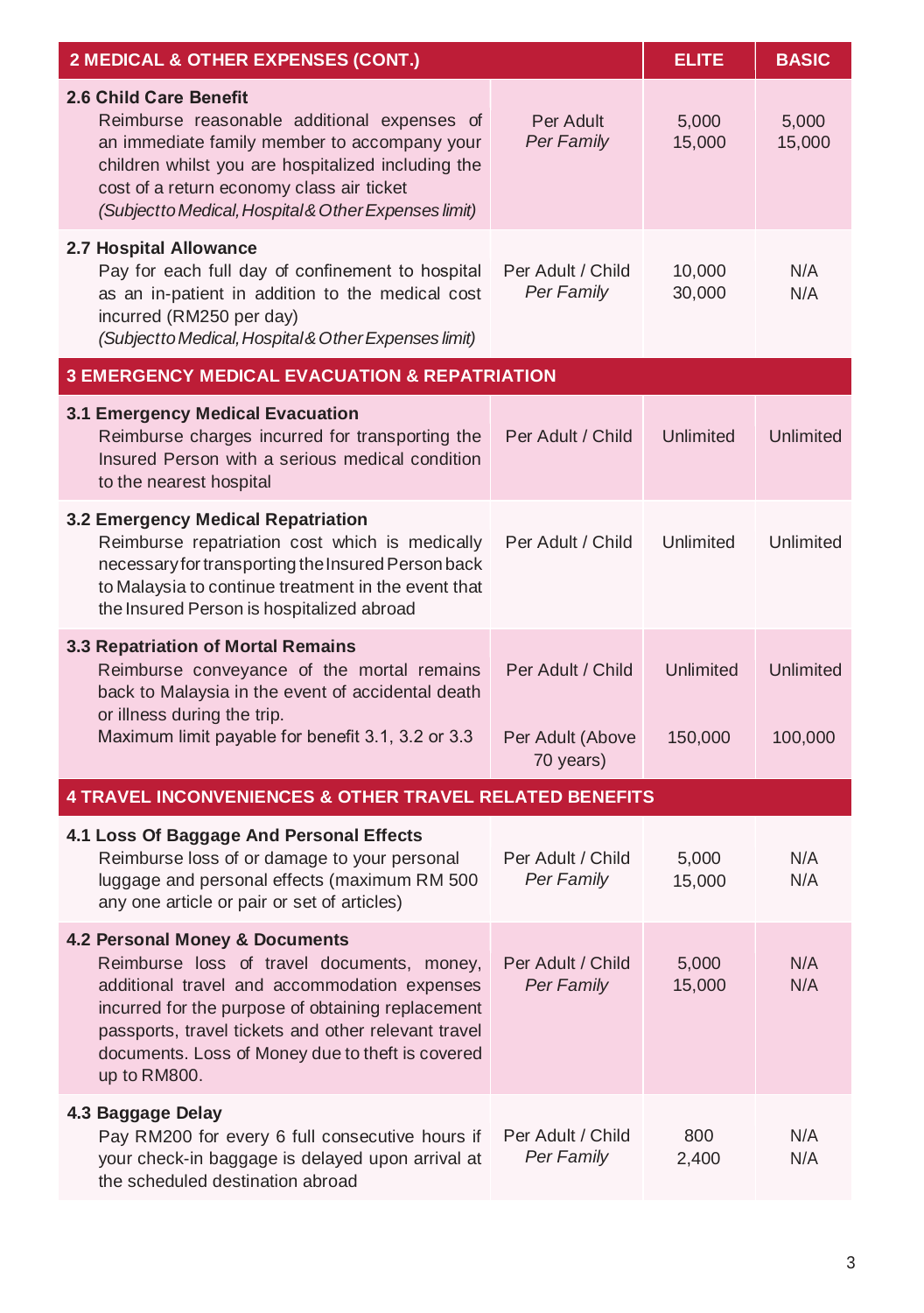| 2 MEDICAL & OTHER EXPENSES (CONT.) | | ELITE | BASIC |
|---|---|---|---|
| **2.6 Child Care Benefit**<br>Reimburse reasonable additional expenses of an immediate family member to accompany your children whilst you are hospitalized including the cost of a return economy class air ticket<br>*(Subject to Medical, Hospital & Other Expenses limit)* | Per Adult<br>*Per Family* | 5,000<br>15,000 | 5,000<br>15,000 |
| **2.7 Hospital Allowance**<br>Pay for each full day of confinement to hospital as an in-patient in addition to the medical cost incurred (RM250 per day)<br>*(Subject to Medical, Hospital & Other Expenses limit)* | Per Adult / Child<br>*Per Family* | 10,000<br>30,000 | N/A<br>N/A |
| **3 EMERGENCY MEDICAL EVACUATION & REPATRIATION** | | | |
| **3.1 Emergency Medical Evacuation**<br>Reimburse charges incurred for transporting the Insured Person with a serious medical condition to the nearest hospital | Per Adult / Child | Unlimited | Unlimited |
| **3.2 Emergency Medical Repatriation**<br>Reimburse repatriation cost which is medically necessary for transporting the Insured Person back to Malaysia to continue treatment in the event that the Insured Person is hospitalized abroad | Per Adult / Child | Unlimited | Unlimited |
| **3.3 Repatriation of Mortal Remains**<br>Reimburse conveyance of the mortal remains back to Malaysia in the event of accidental death or illness during the trip.<br>Maximum limit payable for benefit 3.1, 3.2 or 3.3 | Per Adult / Child<br><br>Per Adult (Above 70 years) | Unlimited<br><br>150,000 | Unlimited<br><br>100,000 |
| **4 TRAVEL INCONVENIENCES & OTHER TRAVEL RELATED BENEFITS** | | | |
| **4.1 Loss Of Baggage And Personal Effects**<br>Reimburse loss of or damage to your personal luggage and personal effects (maximum RM 500 any one article or pair or set of articles) | Per Adult / Child<br>*Per Family* | 5,000<br>15,000 | N/A<br>N/A |
| **4.2 Personal Money & Documents**<br>Reimburse loss of travel documents, money, additional travel and accommodation expenses incurred for the purpose of obtaining replacement passports, travel tickets and other relevant travel documents. Loss of Money due to theft is covered up to RM800. | Per Adult / Child<br>*Per Family* | 5,000<br>15,000 | N/A<br>N/A |
| **4.3 Baggage Delay**<br>Pay RM200 for every 6 full consecutive hours if your check-in baggage is delayed upon arrival at the scheduled destination abroad | Per Adult / Child<br>*Per Family* | 800<br>2,400 | N/A<br>N/A |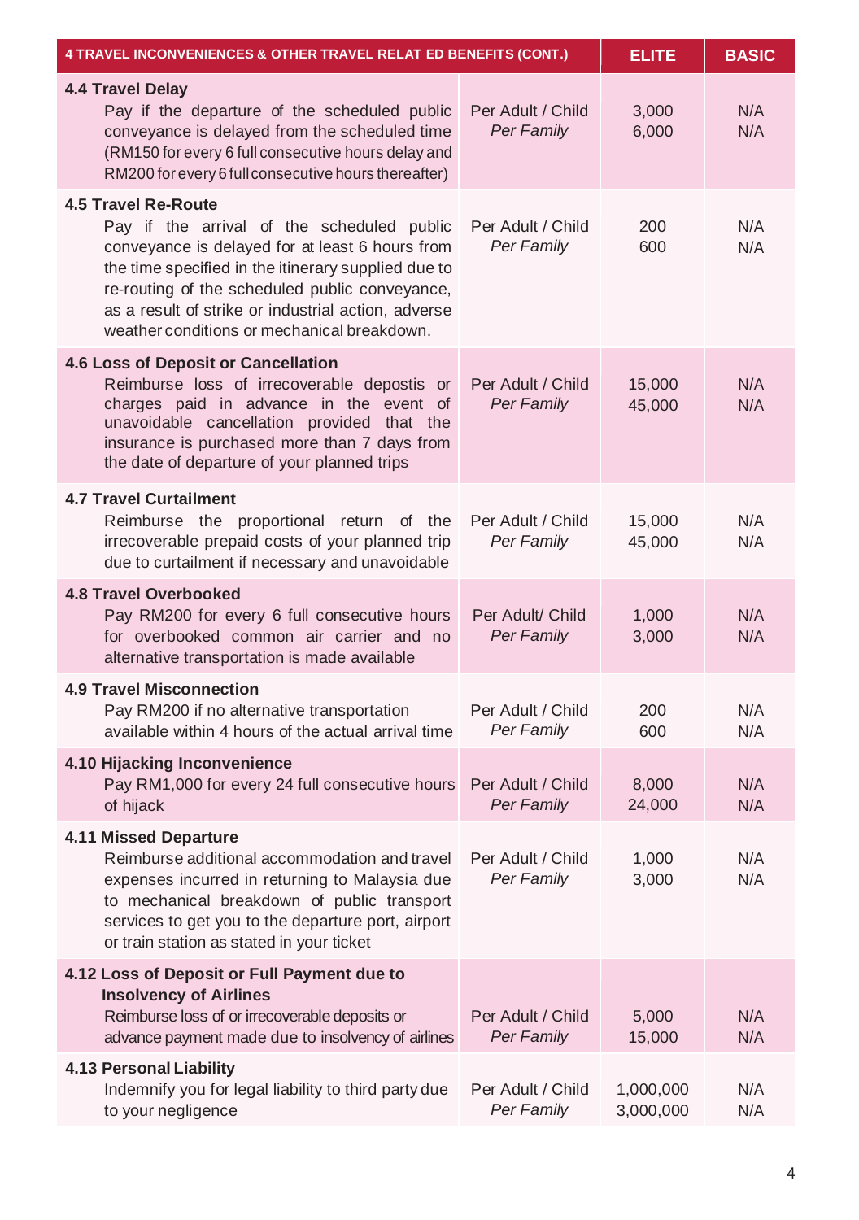| 4 TRAVEL INCONVENIENCES & OTHER TRAVEL RELAT ED BENEFITS (CONT.) | | ELITE | BASIC |
|---|---|---|---|
| **4.4 Travel Delay**<br>Pay if the departure of the scheduled public conveyance is delayed from the scheduled time (RM150 for every 6 full consecutive hours delay and RM200 for every 6 full consecutive hours thereafter) | Per Adult / Child<br>*Per Family* | 3,000<br>6,000 | N/A<br>N/A |
| **4.5 Travel Re-Route**<br>Pay if the arrival of the scheduled public conveyance is delayed for at least 6 hours from the time specified in the itinerary supplied due to re-routing of the scheduled public conveyance, as a result of strike or industrial action, adverse weather conditions or mechanical breakdown. | Per Adult / Child<br>*Per Family* | 200<br>600 | N/A<br>N/A |
| **4.6 Loss of Deposit or Cancellation**<br>Reimburse loss of irrecoverable depostis or charges paid in advance in the event of unavoidable cancellation provided that the insurance is purchased more than 7 days from the date of departure of your planned trips | Per Adult / Child<br>*Per Family* | 15,000<br>45,000 | N/A<br>N/A |
| **4.7 Travel Curtailment**<br>Reimburse the proportional return of the irrecoverable prepaid costs of your planned trip due to curtailment if necessary and unavoidable | Per Adult / Child<br>*Per Family* | 15,000<br>45,000 | N/A<br>N/A |
| **4.8 Travel Overbooked**<br>Pay RM200 for every 6 full consecutive hours for overbooked common air carrier and no alternative transportation is made available | Per Adult/ Child<br>*Per Family* | 1,000<br>3,000 | N/A<br>N/A |
| **4.9 Travel Misconnection**<br>Pay RM200 if no alternative transportation available within 4 hours of the actual arrival time | Per Adult / Child<br>*Per Family* | 200<br>600 | N/A<br>N/A |
| **4.10 Hijacking Inconvenience**<br>Pay RM1,000 for every 24 full consecutive hours of hijack | Per Adult / Child<br>*Per Family* | 8,000<br>24,000 | N/A<br>N/A |
| **4.11 Missed Departure**<br>Reimburse additional accommodation and travel expenses incurred in returning to Malaysia due to mechanical breakdown of public transport services to get you to the departure port, airport or train station as stated in your ticket | Per Adult / Child<br>*Per Family* | 1,000<br>3,000 | N/A<br>N/A |
| **4.12 Loss of Deposit or Full Payment due to Insolvency of Airlines**<br>Reimburse loss of or irrecoverable deposits or advance payment made due to insolvency of airlines | Per Adult / Child<br>*Per Family* | 5,000<br>15,000 | N/A<br>N/A |
| **4.13 Personal Liability**<br>Indemnify you for legal liability to third party due to your negligence | Per Adult / Child<br>*Per Family* | 1,000,000<br>3,000,000 | N/A<br>N/A |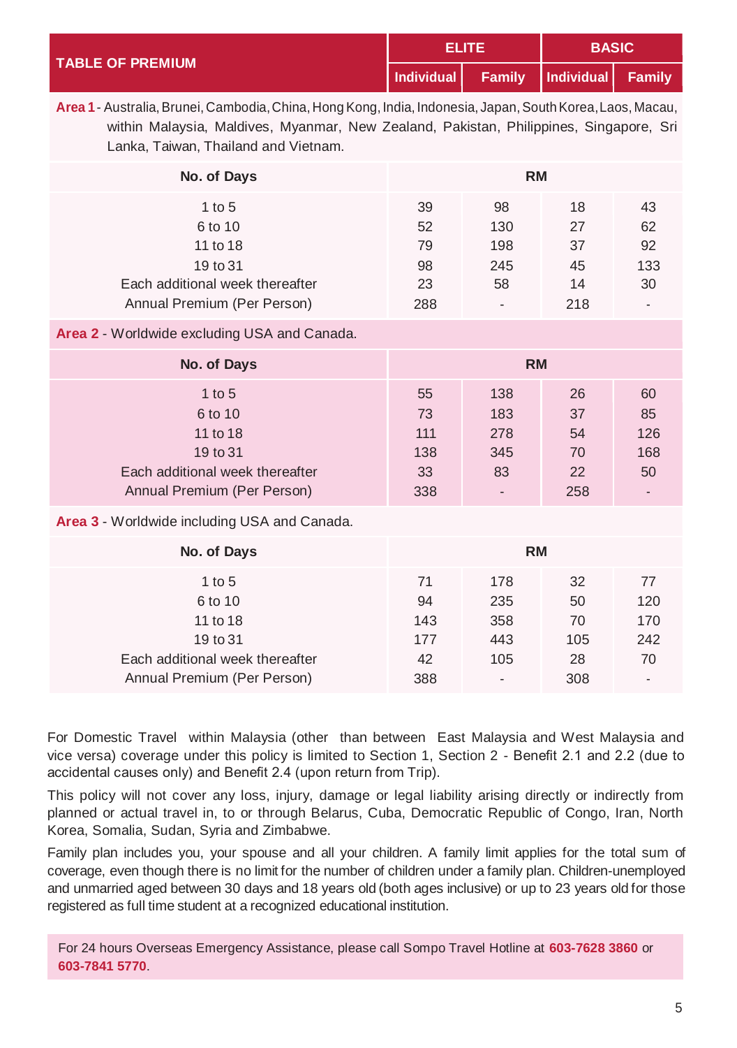| TABLE OF PREMIUM | ELITE | | BASIC | |
|---|---|---|---|---|
| | Individual | Family | Individual | Family |
| **Area 1** - Australia, Brunei, Cambodia, China, Hong Kong, India, Indonesia, Japan, South Korea, Laos, Macau, within Malaysia, Maldives, Myanmar, New Zealand, Pakistan, Philippines, Singapore, Sri Lanka, Taiwan, Thailand and Vietnam. | | | | |
| **No. of Days** | **RM** | | | |
| 1 to 5 | 39 | 98 | 18 | 43 |
| 6 to 10 | 52 | 130 | 27 | 62 |
| 11 to 18 | 79 | 198 | 37 | 92 |
| 19 to 31 | 98 | 245 | 45 | 133 |
| Each additional week thereafter | 23 | 58 | 14 | 30 |
| Annual Premium (Per Person) | 288 | - | 218 | - |
| **Area 2** - Worldwide excluding USA and Canada. | | | | |
| **No. of Days** | **RM** | | | |
| 1 to 5 | 55 | 138 | 26 | 60 |
| 6 to 10 | 73 | 183 | 37 | 85 |
| 11 to 18 | 111 | 278 | 54 | 126 |
| 19 to 31 | 138 | 345 | 70 | 168 |
| Each additional week thereafter | 33 | 83 | 22 | 50 |
| Annual Premium (Per Person) | 338 | - | 258 | - |
| **Area 3** - Worldwide including USA and Canada. | | | | |
| **No. of Days** | **RM** | | | |
| 1 to 5 | 71 | 178 | 32 | 77 |
| 6 to 10 | 94 | 235 | 50 | 120 |
| 11 to 18 | 143 | 358 | 70 | 170 |
| 19 to 31 | 177 | 443 | 105 | 242 |
| Each additional week thereafter | 42 | 105 | 28 | 70 |
| Annual Premium (Per Person) | 388 | - | 308 | - |

For Domestic Travel within Malaysia (other than between East Malaysia and West Malaysia and vice versa) coverage under this policy is limited to Section 1, Section 2 - Benefit 2.1 and 2.2 (due to accidental causes only) and Benefit 2.4 (upon return from Trip).

This policy will not cover any loss, injury, damage or legal liability arising directly or indirectly from planned or actual travel in, to or through Belarus, Cuba, Democratic Republic of Congo, Iran, North Korea, Somalia, Sudan, Syria and Zimbabwe.

Family plan includes you, your spouse and all your children. A family limit applies for the total sum of coverage, even though there is no limit for the number of children under a family plan. Children-unemployed and unmarried aged between 30 days and 18 years old (both ages inclusive) or up to 23 years old for those registered as full time student at a recognized educational institution.

For 24 hours Overseas Emergency Assistance, please call Sompo Travel Hotline at **603-7628 3860** or **603-7841 5770**.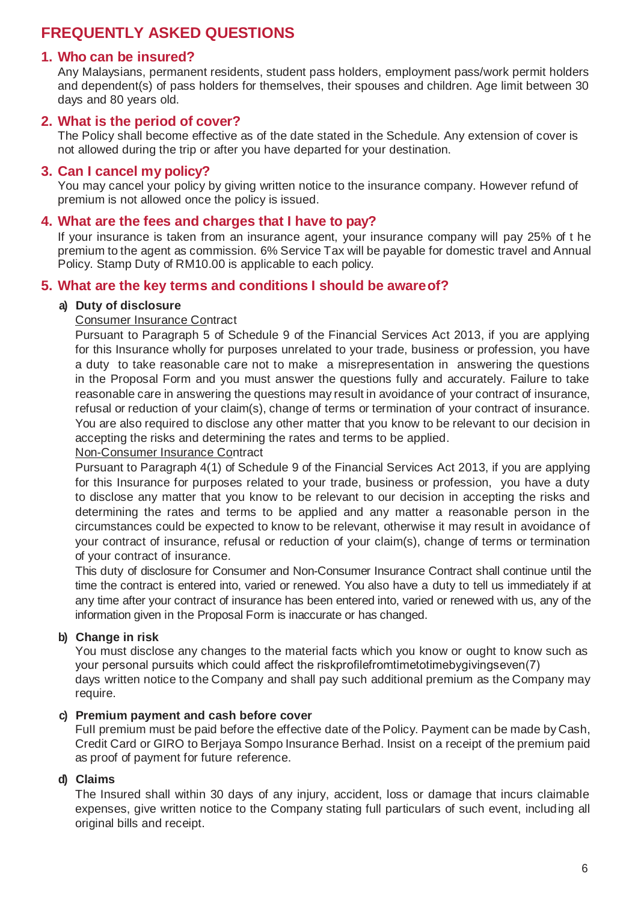## FREQUENTLY ASKED QUESTIONS

### 1. Who can be insured?

Any Malaysians, permanent residents, student pass holders, employment pass/work permit holders and dependent(s) of pass holders for themselves, their spouses and children. Age limit between 30 days and 80 years old.

### 2. What is the period of cover?

The Policy shall become effective as of the date stated in the Schedule. Any extension of cover is not allowed during the trip or after you have departed for your destination.

### 3. Can I cancel my policy?

You may cancel your policy by giving written notice to the insurance company. However refund of premium is not allowed once the policy is issued.

### 4. What are the fees and charges that I have to pay?

If your insurance is taken from an insurance agent, your insurance company will pay 25% of the premium to the agent as commission. 6% Service Tax will be payable for domestic travel and Annual Policy. Stamp Duty of RM10.00 is applicable to each policy.

### 5. What are the key terms and conditions I should be aware of?

**a) Duty of disclosure**

Consumer Insurance Contract

Pursuant to Paragraph 5 of Schedule 9 of the Financial Services Act 2013, if you are applying for this Insurance wholly for purposes unrelated to your trade, business or profession, you have a duty to take reasonable care not to make a misrepresentation in answering the questions in the Proposal Form and you must answer the questions fully and accurately. Failure to take reasonable care in answering the questions may result in avoidance of your contract of insurance, refusal or reduction of your claim(s), change of terms or termination of your contract of insurance. You are also required to disclose any other matter that you know to be relevant to our decision in accepting the risks and determining the rates and terms to be applied.

Non-Consumer Insurance Contract

Pursuant to Paragraph 4(1) of Schedule 9 of the Financial Services Act 2013, if you are applying for this Insurance for purposes related to your trade, business or profession, you have a duty to disclose any matter that you know to be relevant to our decision in accepting the risks and determining the rates and terms to be applied and any matter a reasonable person in the circumstances could be expected to know to be relevant, otherwise it may result in avoidance of your contract of insurance, refusal or reduction of your claim(s), change of terms or termination of your contract of insurance.

This duty of disclosure for Consumer and Non-Consumer Insurance Contract shall continue until the time the contract is entered into, varied or renewed. You also have a duty to tell us immediately if at any time after your contract of insurance has been entered into, varied or renewed with us, any of the information given in the Proposal Form is inaccurate or has changed.

**b) Change in risk**

You must disclose any changes to the material facts which you know or ought to know such as your personal pursuits which could affect the risk profile from time to time by giving seven(7) days written notice to the Company and shall pay such additional premium as the Company may require.

**c) Premium payment and cash before cover**

Full premium must be paid before the effective date of the Policy. Payment can be made by Cash, Credit Card or GIRO to Berjaya Sompo Insurance Berhad. Insist on a receipt of the premium paid as proof of payment for future reference.

**d) Claims**

The Insured shall within 30 days of any injury, accident, loss or damage that incurs claimable expenses, give written notice to the Company stating full particulars of such event, including all original bills and receipt.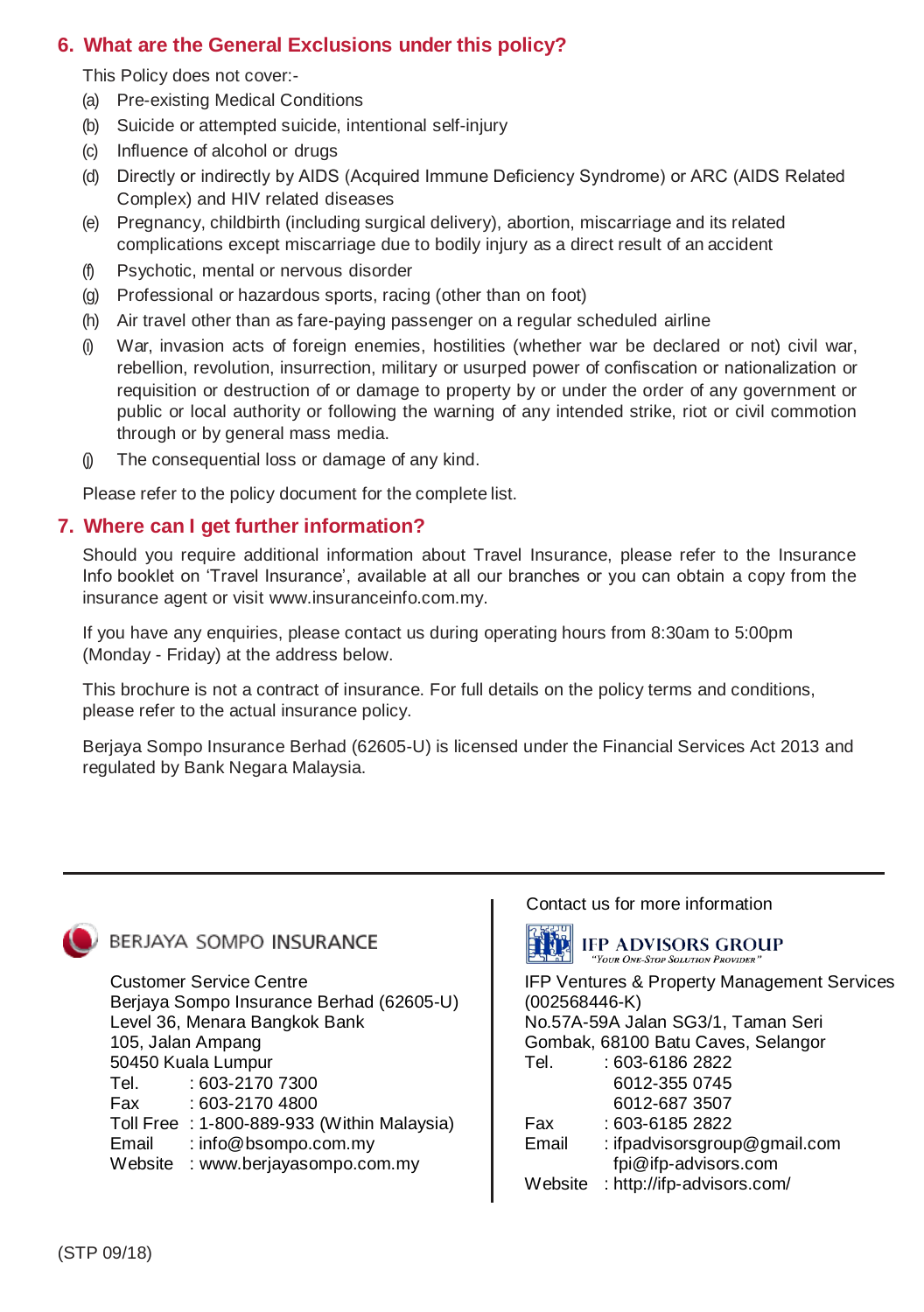## 6. What are the General Exclusions under this policy?

This Policy does not cover:-

(a) Pre-existing Medical Conditions
(b) Suicide or attempted suicide, intentional self-injury
(c) Influence of alcohol or drugs
(d) Directly or indirectly by AIDS (Acquired Immune Deficiency Syndrome) or ARC (AIDS Related Complex) and HIV related diseases
(e) Pregnancy, childbirth (including surgical delivery), abortion, miscarriage and its related complications except miscarriage due to bodily injury as a direct result of an accident
(f) Psychotic, mental or nervous disorder
(g) Professional or hazardous sports, racing (other than on foot)
(h) Air travel other than as fare-paying passenger on a regular scheduled airline
(i) War, invasion acts of foreign enemies, hostilities (whether war be declared or not) civil war, rebellion, revolution, insurrection, military or usurped power of confiscation or nationalization or requisition or destruction of or damage to property by or under the order of any government or public or local authority or following the warning of any intended strike, riot or civil commotion through or by general mass media.
(j) The consequential loss or damage of any kind.

Please refer to the policy document for the complete list.

## 7. Where can I get further information?

Should you require additional information about Travel Insurance, please refer to the Insurance Info booklet on 'Travel Insurance', available at all our branches or you can obtain a copy from the insurance agent or visit www.insuranceinfo.com.my.

If you have any enquiries, please contact us during operating hours from 8:30am to 5:00pm (Monday - Friday) at the address below.

This brochure is not a contract of insurance. For full details on the policy terms and conditions, please refer to the actual insurance policy.

Berjaya Sompo Insurance Berhad (62605-U) is licensed under the Financial Services Act 2013 and regulated by Bank Negara Malaysia.

---

BERJAYA SOMPO INSURANCE

Customer Service Centre
Berjaya Sompo Insurance Berhad (62605-U)
Level 36, Menara Bangkok Bank
105, Jalan Ampang
50450 Kuala Lumpur
Tel. : 603-2170 7300
Fax : 603-2170 4800
Toll Free : 1-800-889-933 (Within Malaysia)
Email : info@bsompo.com.my
Website : www.berjayasompo.com.my

Contact us for more information

IFP ADVISORS GROUP
*"Your One-Stop Solution Provider"*

IFP Ventures & Property Management Services (002568446-K)
No.57A-59A Jalan SG3/1, Taman Seri Gombak, 68100 Batu Caves, Selangor
Tel. : 603-6186 2822
6012-355 0745
6012-687 3507
Fax : 603-6185 2822
Email : ifpadvisorsgroup@gmail.com
fpi@ifp-advisors.com
Website : http://ifp-advisors.com/

(STP 09/18)